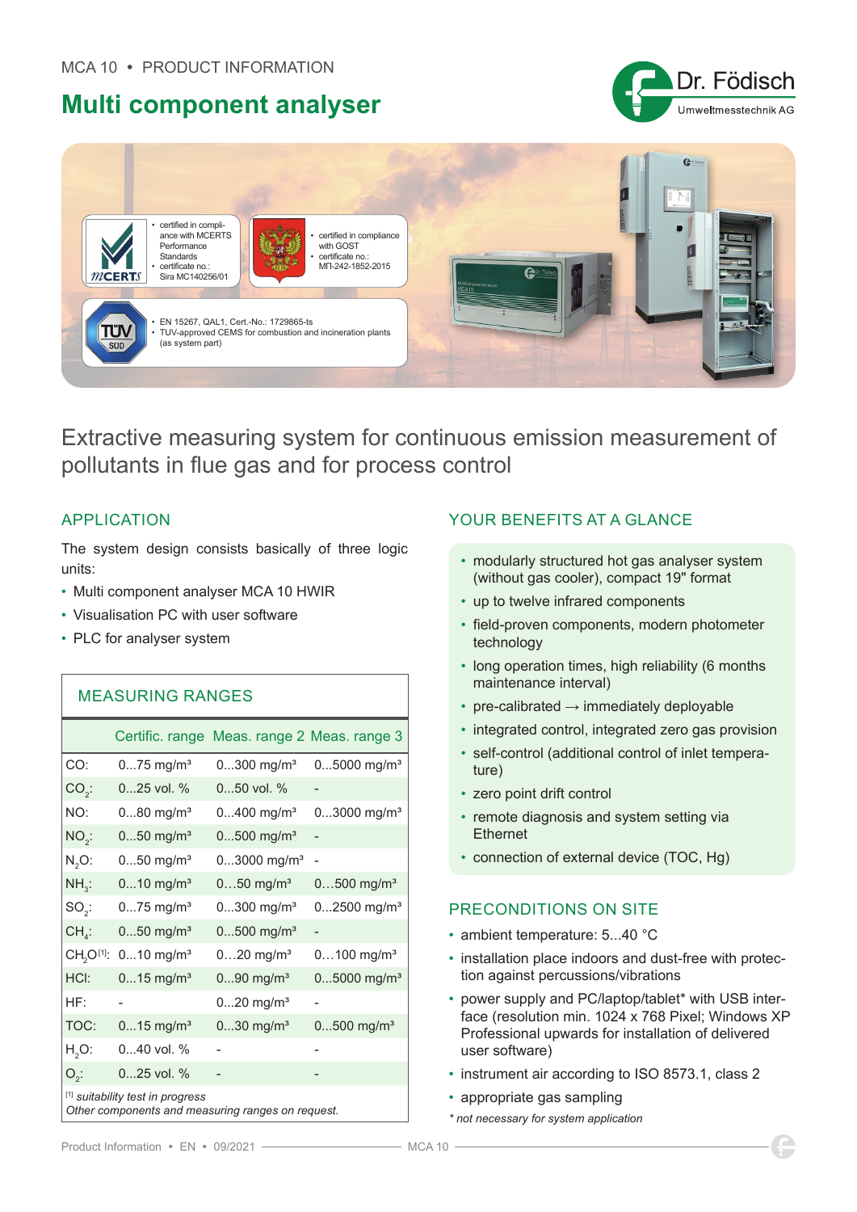MCA 10 • PRODUCT INFORMATION

# Multi component analyser

- certified in compliance with MCERTS Performance Standards
- certificate no.: Sira MC140256/01

- certified in compliance with GOST
- certificate no.: МП-242-1852-2015

- EN 15267, QAL1, Cert.-No.: 1729865-ts
- TÜV-approved CEMS for combustion and incineration plants (as system part)

## Extractive measuring system for continuous emission measurement of pollutants in flue gas and for process control

### APPLICATION

The system design consists basically of three logic units:

- Multi component analyser MCA 10 HWIR
- Visualisation PC with user software
- PLC for analyser system

### MEASURING RANGES

| | Certific. range | Meas. range 2 | Meas. range 3 |
|---|---|---|---|
| CO: | 0...75 mg/m³ | 0...300 mg/m³ | 0...5000 mg/m³ |
| $CO_2$: | 0...25 vol. % | 0...50 vol. % | - |
| NO: | 0...80 mg/m³ | 0...400 mg/m³ | 0...3000 mg/m³ |
| $NO_2$: | 0...50 mg/m³ | 0...500 mg/m³ | - |
| $N_2O$: | 0...50 mg/m³ | 0...3000 mg/m³ | - |
| $NH_3$: | 0...10 mg/m³ | 0...50 mg/m³ | 0...500 mg/m³ |
| $SO_2$: | 0...75 mg/m³ | 0...300 mg/m³ | 0...2500 mg/m³ |
| $CH_4$: | 0...50 mg/m³ | 0...500 mg/m³ | - |
| $CH_2O$[1]: | 0...10 mg/m³ | 0...20 mg/m³ | 0...100 mg/m³ |
| HCl: | 0...15 mg/m³ | 0...90 mg/m³ | 0...5000 mg/m³ |
| HF: | - | 0...20 mg/m³ | - |
| TOC: | 0...15 mg/m³ | 0...30 mg/m³ | 0...500 mg/m³ |
| $H_2O$: | 0...40 vol. % | - | - |
| $O_2$: | 0...25 vol. % | - | - |

*[1] suitability test in progress*
*Other components and measuring ranges on request.*

### YOUR BENEFITS AT A GLANCE

- modularly structured hot gas analyser system (without gas cooler), compact 19" format
- up to twelve infrared components
- field-proven components, modern photometer technology
- long operation times, high reliability (6 months maintenance interval)
- pre-calibrated → immediately deployable
- integrated control, integrated zero gas provision
- self-control (additional control of inlet temperature)
- zero point drift control
- remote diagnosis and system setting via Ethernet
- connection of external device (TOC, Hg)

### PRECONDITIONS ON SITE

- ambient temperature: 5...40 °C
- installation place indoors and dust-free with protection against percussions/vibrations
- power supply and PC/laptop/tablet* with USB interface (resolution min. 1024 x 768 Pixel; Windows XP Professional upwards for installation of delivered user software)
- instrument air according to ISO 8573.1, class 2
- appropriate gas sampling

*\* not necessary for system application*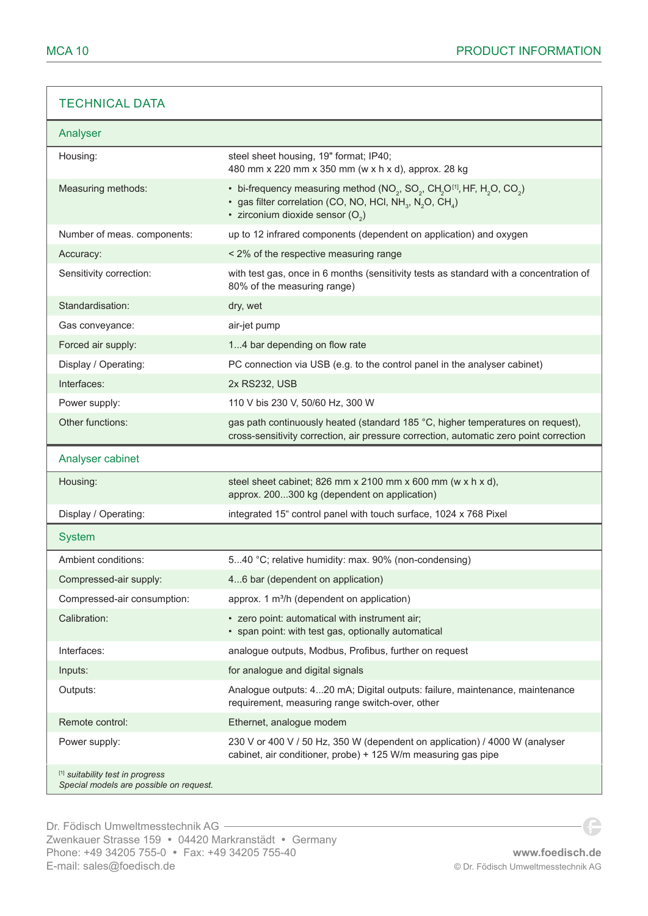## TECHNICAL DATA

### Analyser

| | |
|---|---|
| Housing: | steel sheet housing, 19" format; IP40; 480 mm x 220 mm x 350 mm (w x h x d), approx. 28 kg |
| Measuring methods: | • bi-frequency measuring method ($NO_2$, $SO_2$, $CH_2O$[1], HF, $H_2O$, $CO_2$)<br>• gas filter correlation (CO, NO, HCl, $NH_3$, $N_2O$, $CH_4$)<br>• zirconium dioxide sensor ($O_2$) |
| Number of meas. components: | up to 12 infrared components (dependent on application) and oxygen |
| Accuracy: | < 2% of the respective measuring range |
| Sensitivity correction: | with test gas, once in 6 months (sensitivity tests as standard with a concentration of 80% of the measuring range) |
| Standardisation: | dry, wet |
| Gas conveyance: | air-jet pump |
| Forced air supply: | 1...4 bar depending on flow rate |
| Display / Operating: | PC connection via USB (e.g. to the control panel in the analyser cabinet) |
| Interfaces: | 2x RS232, USB |
| Power supply: | 110 V bis 230 V, 50/60 Hz, 300 W |
| Other functions: | gas path continuously heated (standard 185 °C, higher temperatures on request), cross-sensitivity correction, air pressure correction, automatic zero point correction |

### Analyser cabinet

| | |
|---|---|
| Housing: | steel sheet cabinet; 826 mm x 2100 mm x 600 mm (w x h x d), approx. 200...300 kg (dependent on application) |
| Display / Operating: | integrated 15“ control panel with touch surface, 1024 x 768 Pixel |

### System

| | |
|---|---|
| Ambient conditions: | 5...40 °C; relative humidity: max. 90% (non-condensing) |
| Compressed-air supply: | 4...6 bar (dependent on application) |
| Compressed-air consumption: | approx. 1 $m^3$/h (dependent on application) |
| Calibration: | • zero point: automatical with instrument air;<br>• span point: with test gas, optionally automatical |
| Interfaces: | analogue outputs, Modbus, Profibus, further on request |
| Inputs: | for analogue and digital signals |
| Outputs: | Analogue outputs: 4...20 mA; Digital outputs: failure, maintenance, maintenance requirement, measuring range switch-over, other |
| Remote control: | Ethernet, analogue modem |
| Power supply: | 230 V or 400 V / 50 Hz, 350 W (dependent on application) / 4000 W (analyser cabinet, air conditioner, probe) + 125 W/m measuring gas pipe |

[1] *suitability test in progress*
*Special models are possible on request.*

Dr. Födisch Umweltmesstechnik AG
Zwenkauer Strasse 159 • 04420 Markranstädt • Germany
Phone: +49 34205 755-0 • Fax: +49 34205 755-40
E-mail: sales@foedisch.de

**www.foedisch.de**
© Dr. Födisch Umweltmesstechnik AG